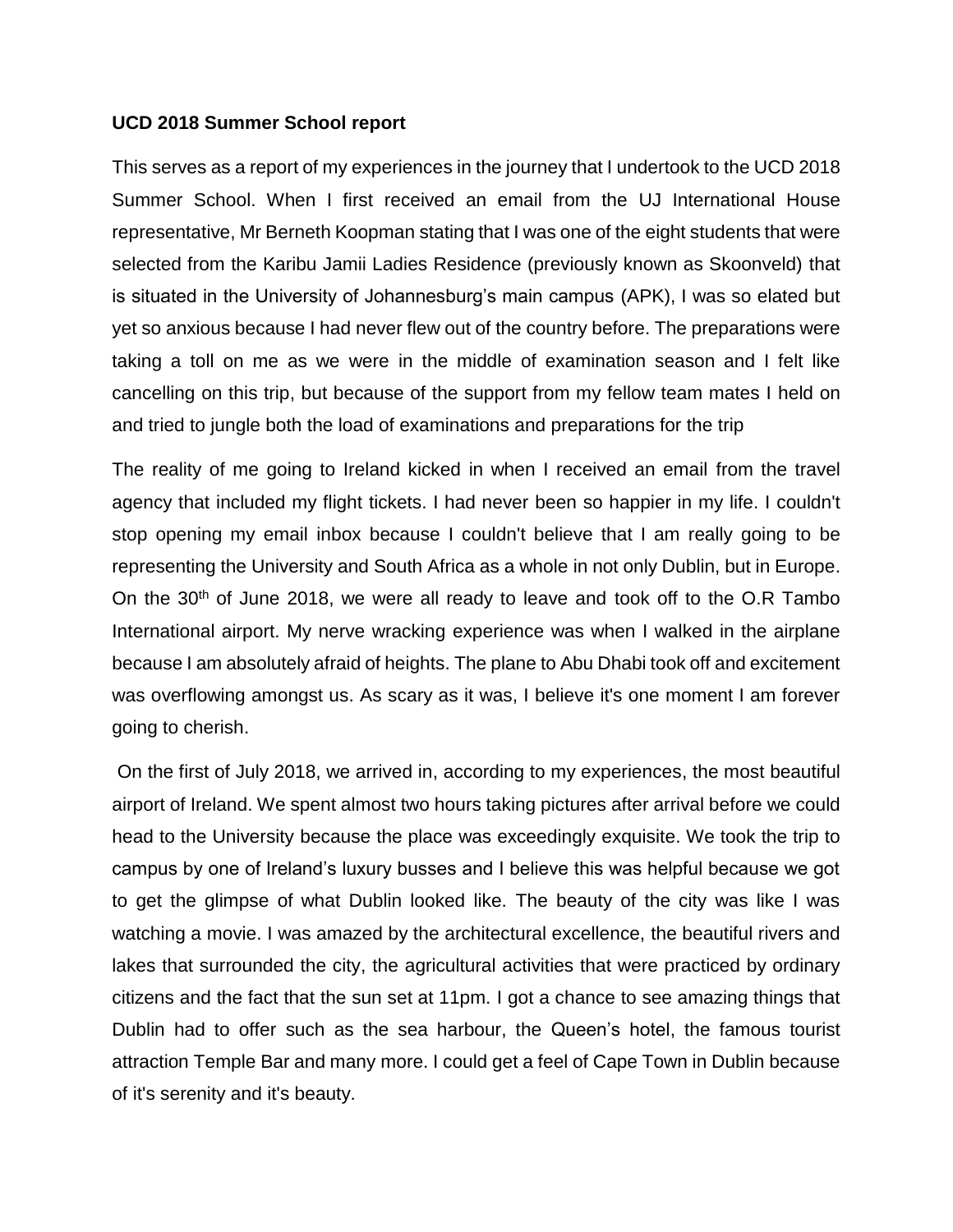**UCD 2018 Summer School report**

This serves as a report of my experiences in the journey that I undertook to the UCD 2018 Summer School. When I first received an email from the UJ International House representative, Mr Berneth Koopman stating that I was one of the eight students that were selected from the Karibu Jamii Ladies Residence (previously known as Skoonveld) that is situated in the University of Johannesburg's main campus (APK), I was so elated but yet so anxious because I had never flew out of the country before. The preparations were taking a toll on me as we were in the middle of examination season and I felt like cancelling on this trip, but because of the support from my fellow team mates I held on and tried to jungle both the load of examinations and preparations for the trip

The reality of me going to Ireland kicked in when I received an email from the travel agency that included my flight tickets. I had never been so happier in my life. I couldn't stop opening my email inbox because I couldn't believe that I am really going to be representing the University and South Africa as a whole in not only Dublin, but in Europe. On the 30th of June 2018, we were all ready to leave and took off to the O.R Tambo International airport. My nerve wracking experience was when I walked in the airplane because I am absolutely afraid of heights. The plane to Abu Dhabi took off and excitement was overflowing amongst us. As scary as it was, I believe it's one moment I am forever going to cherish.

On the first of July 2018, we arrived in, according to my experiences, the most beautiful airport of Ireland. We spent almost two hours taking pictures after arrival before we could head to the University because the place was exceedingly exquisite. We took the trip to campus by one of Ireland's luxury busses and I believe this was helpful because we got to get the glimpse of what Dublin looked like. The beauty of the city was like I was watching a movie. I was amazed by the architectural excellence, the beautiful rivers and lakes that surrounded the city, the agricultural activities that were practiced by ordinary citizens and the fact that the sun set at 11pm. I got a chance to see amazing things that Dublin had to offer such as the sea harbour, the Queen's hotel, the famous tourist attraction Temple Bar and many more. I could get a feel of Cape Town in Dublin because of it's serenity and it's beauty.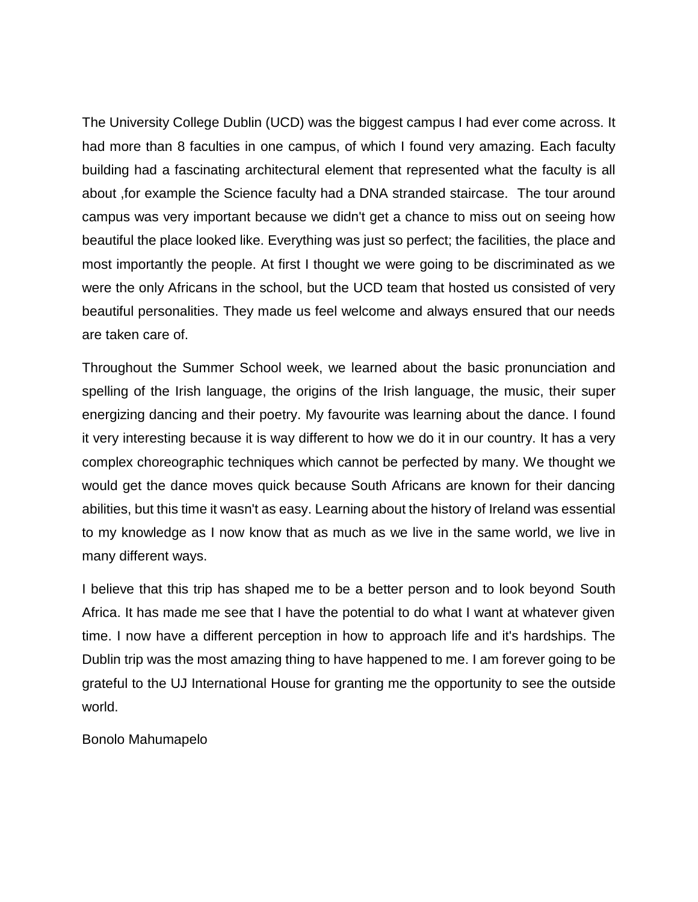The University College Dublin (UCD) was the biggest campus I had ever come across. It had more than 8 faculties in one campus, of which I found very amazing. Each faculty building had a fascinating architectural element that represented what the faculty is all about ,for example the Science faculty had a DNA stranded staircase. The tour around campus was very important because we didn't get a chance to miss out on seeing how beautiful the place looked like. Everything was just so perfect; the facilities, the place and most importantly the people. At first I thought we were going to be discriminated as we were the only Africans in the school, but the UCD team that hosted us consisted of very beautiful personalities. They made us feel welcome and always ensured that our needs are taken care of.

Throughout the Summer School week, we learned about the basic pronunciation and spelling of the Irish language, the origins of the Irish language, the music, their super energizing dancing and their poetry. My favourite was learning about the dance. I found it very interesting because it is way different to how we do it in our country. It has a very complex choreographic techniques which cannot be perfected by many. We thought we would get the dance moves quick because South Africans are known for their dancing abilities, but this time it wasn't as easy. Learning about the history of Ireland was essential to my knowledge as I now know that as much as we live in the same world, we live in many different ways.

I believe that this trip has shaped me to be a better person and to look beyond South Africa. It has made me see that I have the potential to do what I want at whatever given time. I now have a different perception in how to approach life and it's hardships. The Dublin trip was the most amazing thing to have happened to me. I am forever going to be grateful to the UJ International House for granting me the opportunity to see the outside world.

Bonolo Mahumapelo